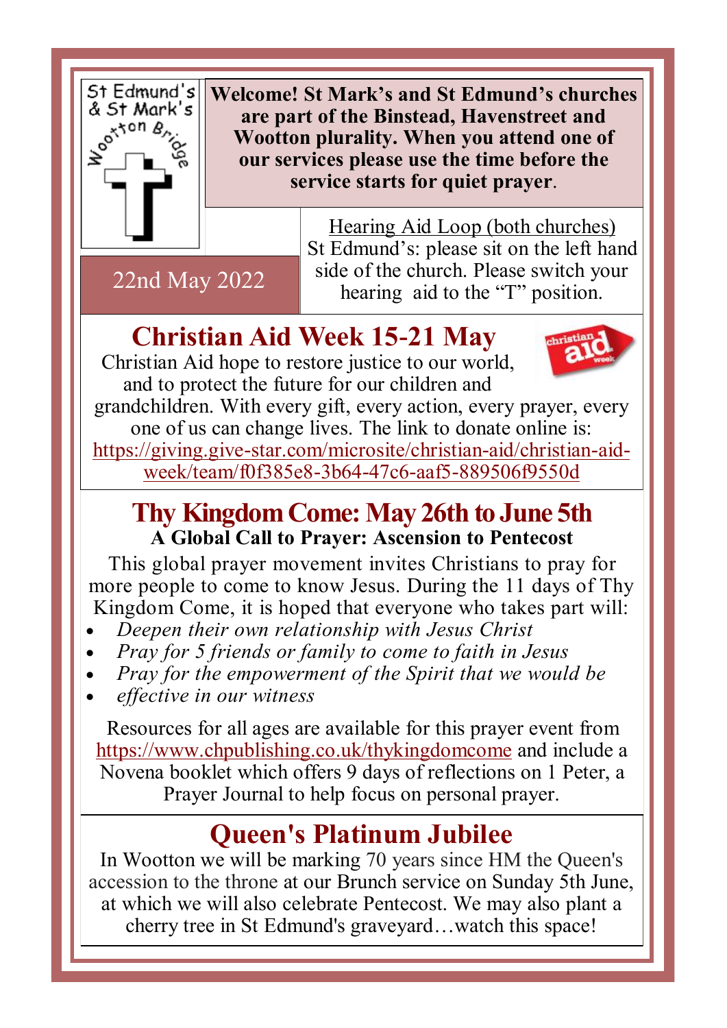St Edmund's & St Mark's Wootton Bridge

**Welcome! St Mark's and St Edmund's churches are part of the Binstead, Havenstreet and Wootton plurality. When you attend one of our services please use the time before the service starts for quiet prayer**.

22nd May 2022

Hearing Aid Loop (both churches)
St Edmund's: please sit on the left hand side of the church. Please switch your hearing aid to the "T" position.

## Christian Aid Week 15-21 May

Christian Aid hope to restore justice to our world, and to protect the future for our children and grandchildren. With every gift, every action, every prayer, every one of us can change lives. The link to donate online is: https://giving.give-star.com/microsite/christian-aid/christian-aid-week/team/f0f385e8-3b64-47c6-aaf5-889506f9550d

## Thy Kingdom Come: May 26th to June 5th

**A Global Call to Prayer: Ascension to Pentecost**

This global prayer movement invites Christians to pray for more people to come to know Jesus. During the 11 days of Thy Kingdom Come, it is hoped that everyone who takes part will:

- *Deepen their own relationship with Jesus Christ*
- *Pray for 5 friends or family to come to faith in Jesus*
- *Pray for the empowerment of the Spirit that we would be*
- *effective in our witness*

Resources for all ages are available for this prayer event from https://www.chpublishing.co.uk/thykingdomcome and include a Novena booklet which offers 9 days of reflections on 1 Peter, a Prayer Journal to help focus on personal prayer.

## Queen's Platinum Jubilee

In Wootton we will be marking 70 years since HM the Queen's accession to the throne at our Brunch service on Sunday 5th June, at which we will also celebrate Pentecost. We may also plant a cherry tree in St Edmund's graveyard…watch this space!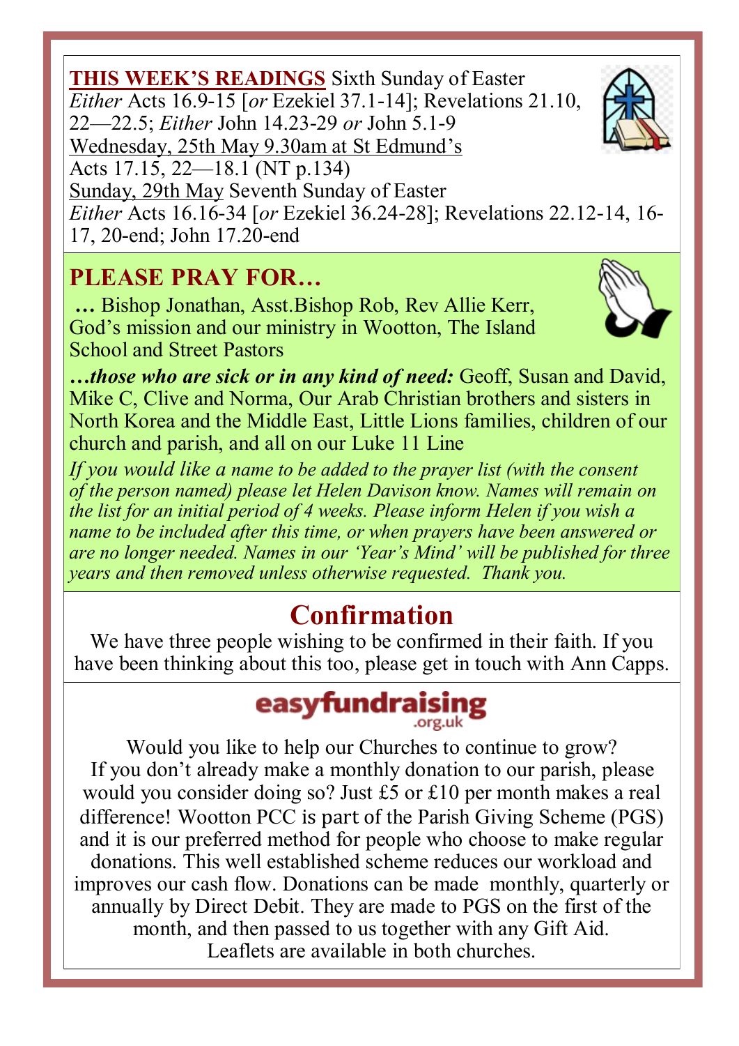**THIS WEEK'S READINGS** Sixth Sunday of Easter
*Either* Acts 16.9-15 [*or* Ezekiel 37.1-14]; Revelations 21.10, 22—22.5; *Either* John 14.23-29 *or* John 5.1-9
Wednesday, 25th May 9.30am at St Edmund's
Acts 17.15, 22—18.1 (NT p.134)
Sunday, 29th May Seventh Sunday of Easter
*Either* Acts 16.16-34 [*or* Ezekiel 36.24-28]; Revelations 22.12-14, 16-17, 20-end; John 17.20-end

## PLEASE PRAY FOR…

**…** Bishop Jonathan, Asst.Bishop Rob, Rev Allie Kerr, God's mission and our ministry in Wootton, The Island School and Street Pastors

***…those who are sick or in any kind of need:*** Geoff, Susan and David, Mike C, Clive and Norma, Our Arab Christian brothers and sisters in North Korea and the Middle East, Little Lions families, children of our church and parish, and all on our Luke 11 Line

*If you would like a name to be added to the prayer list (with the consent of the person named) please let Helen Davison know. Names will remain on the list for an initial period of 4 weeks. Please inform Helen if you wish a name to be included after this time, or when prayers have been answered or are no longer needed. Names in our 'Year's Mind' will be published for three years and then removed unless otherwise requested. Thank you.*

## Confirmation

We have three people wishing to be confirmed in their faith. If you have been thinking about this too, please get in touch with Ann Capps.

**easyfundraising** .org.uk

Would you like to help our Churches to continue to grow? If you don't already make a monthly donation to our parish, please would you consider doing so? Just £5 or £10 per month makes a real difference! Wootton PCC is part of the Parish Giving Scheme (PGS) and it is our preferred method for people who choose to make regular donations. This well established scheme reduces our workload and improves our cash flow. Donations can be made monthly, quarterly or annually by Direct Debit. They are made to PGS on the first of the month, and then passed to us together with any Gift Aid. Leaflets are available in both churches.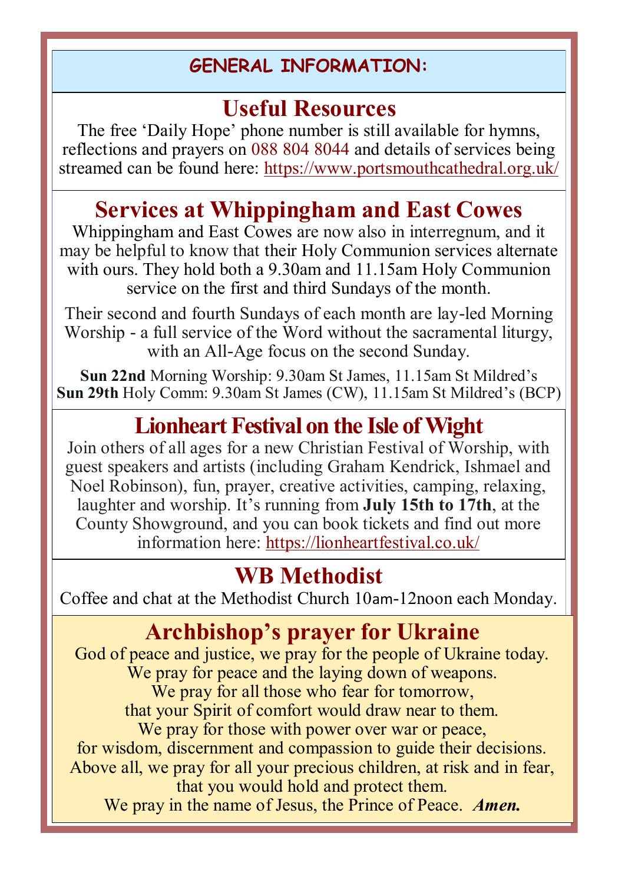## GENERAL INFORMATION:

### Useful Resources

The free 'Daily Hope' phone number is still available for hymns, reflections and prayers on 088 804 8044 and details of services being streamed can be found here: https://www.portsmouthcathedral.org.uk/

### Services at Whippingham and East Cowes

Whippingham and East Cowes are now also in interregnum, and it may be helpful to know that their Holy Communion services alternate with ours. They hold both a 9.30am and 11.15am Holy Communion service on the first and third Sundays of the month.

Their second and fourth Sundays of each month are lay-led Morning Worship - a full service of the Word without the sacramental liturgy, with an All-Age focus on the second Sunday.

**Sun 22nd** Morning Worship: 9.30am St James, 11.15am St Mildred's
**Sun 29th** Holy Comm: 9.30am St James (CW), 11.15am St Mildred's (BCP)

### Lionheart Festival on the Isle of Wight

Join others of all ages for a new Christian Festival of Worship, with guest speakers and artists (including Graham Kendrick, Ishmael and Noel Robinson), fun, prayer, creative activities, camping, relaxing, laughter and worship. It's running from **July 15th to 17th**, at the County Showground, and you can book tickets and find out more information here: https://lionheartfestival.co.uk/

### WB Methodist

Coffee and chat at the Methodist Church 10am-12noon each Monday.

### Archbishop's prayer for Ukraine

God of peace and justice, we pray for the people of Ukraine today.
We pray for peace and the laying down of weapons.
We pray for all those who fear for tomorrow,
that your Spirit of comfort would draw near to them.
We pray for those with power over war or peace,
for wisdom, discernment and compassion to guide their decisions.
Above all, we pray for all your precious children, at risk and in fear,
that you would hold and protect them.
We pray in the name of Jesus, the Prince of Peace. ***Amen.***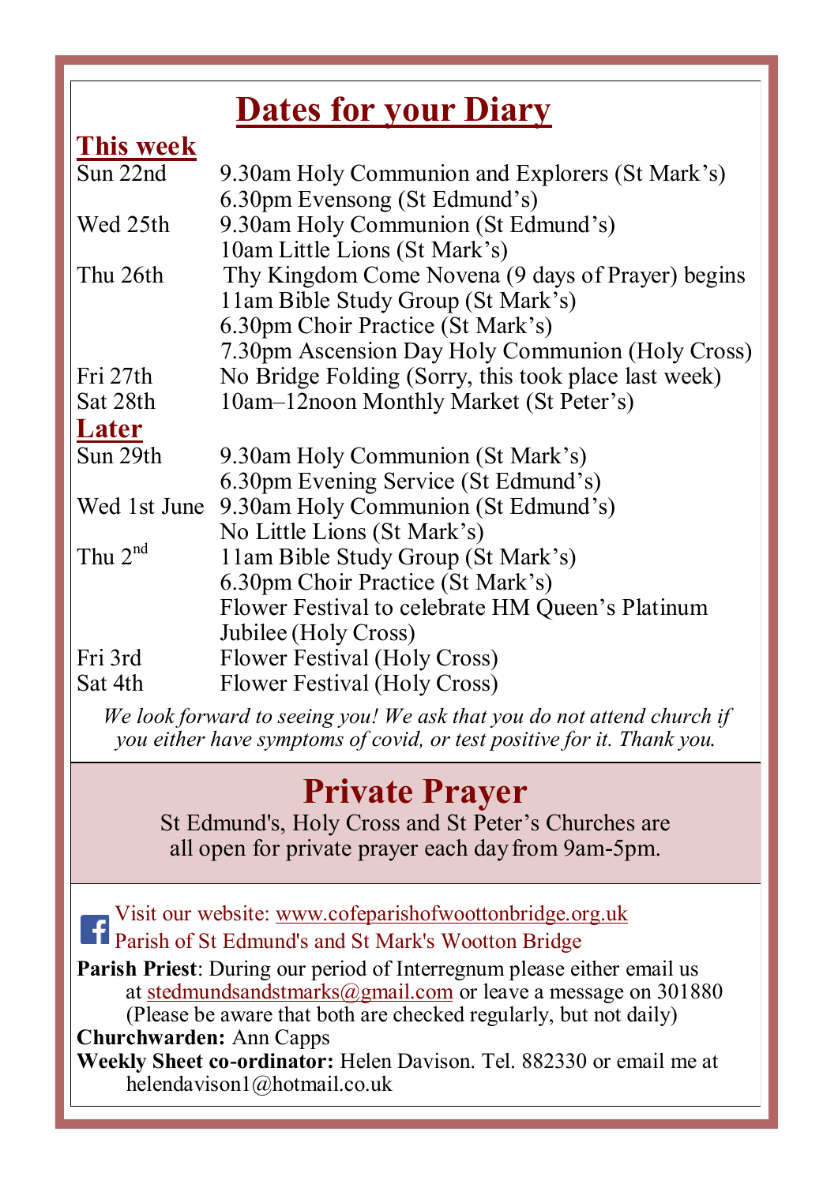# Dates for your Diary

## This week

| | |
|---|---|
| Sun 22nd | 9.30am Holy Communion and Explorers (St Mark's) |
| | 6.30pm Evensong (St Edmund's) |
| Wed 25th | 9.30am Holy Communion (St Edmund's) |
| | 10am Little Lions (St Mark's) |
| Thu 26th | Thy Kingdom Come Novena (9 days of Prayer) begins |
| | 11am Bible Study Group (St Mark's) |
| | 6.30pm Choir Practice (St Mark's) |
| | 7.30pm Ascension Day Holy Communion (Holy Cross) |
| Fri 27th | No Bridge Folding (Sorry, this took place last week) |
| Sat 28th | 10am–12noon Monthly Market (St Peter's) |

## Later

| | |
|---|---|
| Sun 29th | 9.30am Holy Communion (St Mark's) |
| | 6.30pm Evening Service (St Edmund's) |
| Wed 1st June | 9.30am Holy Communion (St Edmund's) |
| | No Little Lions (St Mark's) |
| Thu 2nd | 11am Bible Study Group (St Mark's) |
| | 6.30pm Choir Practice (St Mark's) |
| | Flower Festival to celebrate HM Queen's Platinum Jubilee (Holy Cross) |
| Fri 3rd | Flower Festival (Holy Cross) |
| Sat 4th | Flower Festival (Holy Cross) |

*We look forward to seeing you! We ask that you do not attend church if you either have symptoms of covid, or test positive for it. Thank you.*

# Private Prayer

St Edmund's, Holy Cross and St Peter's Churches are all open for private prayer each day from 9am-5pm.

Visit our website: www.cofeparishofwoottonbridge.org.uk

Parish of St Edmund's and St Mark's Wootton Bridge

**Parish Priest**: During our period of Interregnum please either email us at stedmundsandstmarks@gmail.com or leave a message on 301880 (Please be aware that both are checked regularly, but not daily)

**Churchwarden:** Ann Capps

**Weekly Sheet co-ordinator:** Helen Davison. Tel. 882330 or email me at helendavison1@hotmail.co.uk